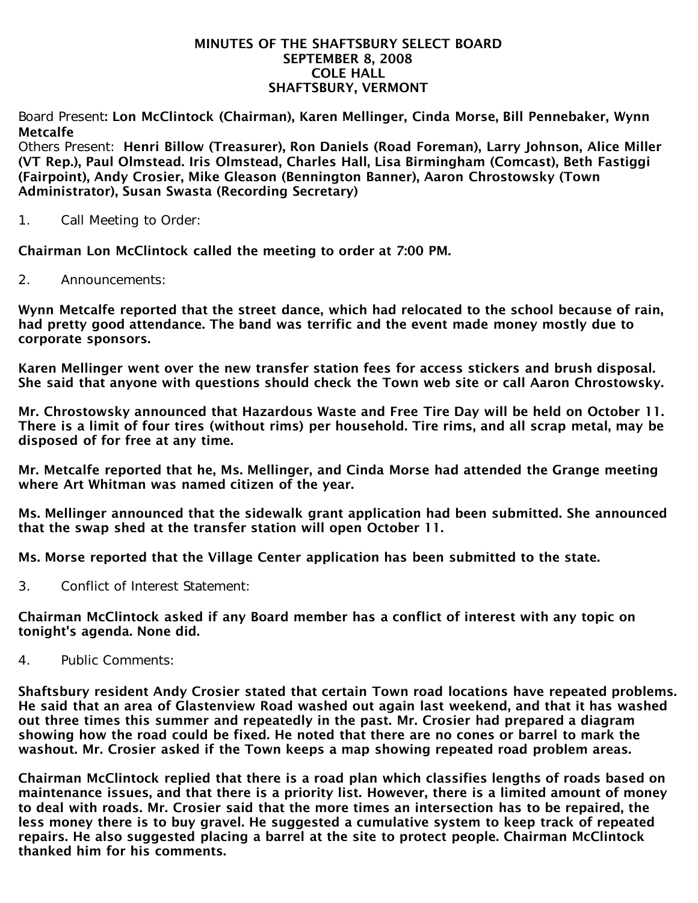# MINUTES OF THE SHAFTSBURY SELECT BOARD
## SEPTEMBER 8, 2008
## COLE HALL
## SHAFTSBURY, VERMONT

Board Present: **Lon McClintock (Chairman), Karen Mellinger, Cinda Morse, Bill Pennebaker, Wynn Metcalfe**
Others Present: **Henri Billow (Treasurer), Ron Daniels (Road Foreman), Larry Johnson, Alice Miller (VT Rep.), Paul Olmstead. Iris Olmstead, Charles Hall, Lisa Birmingham (Comcast), Beth Fastiggi (Fairpoint), Andy Crosier, Mike Gleason (Bennington Banner), Aaron Chrostowsky (Town Administrator), Susan Swasta (Recording Secretary)**

1. Call Meeting to Order:

**Chairman Lon McClintock called the meeting to order at 7:00 PM.**

2. Announcements:

**Wynn Metcalfe reported that the street dance, which had relocated to the school because of rain, had pretty good attendance. The band was terrific and the event made money mostly due to corporate sponsors.**

**Karen Mellinger went over the new transfer station fees for access stickers and brush disposal. She said that anyone with questions should check the Town web site or call Aaron Chrostowsky.**

**Mr. Chrostowsky announced that Hazardous Waste and Free Tire Day will be held on October 11. There is a limit of four tires (without rims) per household. Tire rims, and all scrap metal, may be disposed of for free at any time.**

**Mr. Metcalfe reported that he, Ms. Mellinger, and Cinda Morse had attended the Grange meeting where Art Whitman was named citizen of the year.**

**Ms. Mellinger announced that the sidewalk grant application had been submitted. She announced that the swap shed at the transfer station will open October 11.**

**Ms. Morse reported that the Village Center application has been submitted to the state.**

3. Conflict of Interest Statement:

**Chairman McClintock asked if any Board member has a conflict of interest with any topic on tonight's agenda. None did.**

4. Public Comments:

**Shaftsbury resident Andy Crosier stated that certain Town road locations have repeated problems. He said that an area of Glastenview Road washed out again last weekend, and that it has washed out three times this summer and repeatedly in the past. Mr. Crosier had prepared a diagram showing how the road could be fixed. He noted that there are no cones or barrel to mark the washout. Mr. Crosier asked if the Town keeps a map showing repeated road problem areas.**

**Chairman McClintock replied that there is a road plan which classifies lengths of roads based on maintenance issues, and that there is a priority list. However, there is a limited amount of money to deal with roads. Mr. Crosier said that the more times an intersection has to be repaired, the less money there is to buy gravel. He suggested a cumulative system to keep track of repeated repairs. He also suggested placing a barrel at the site to protect people. Chairman McClintock thanked him for his comments.**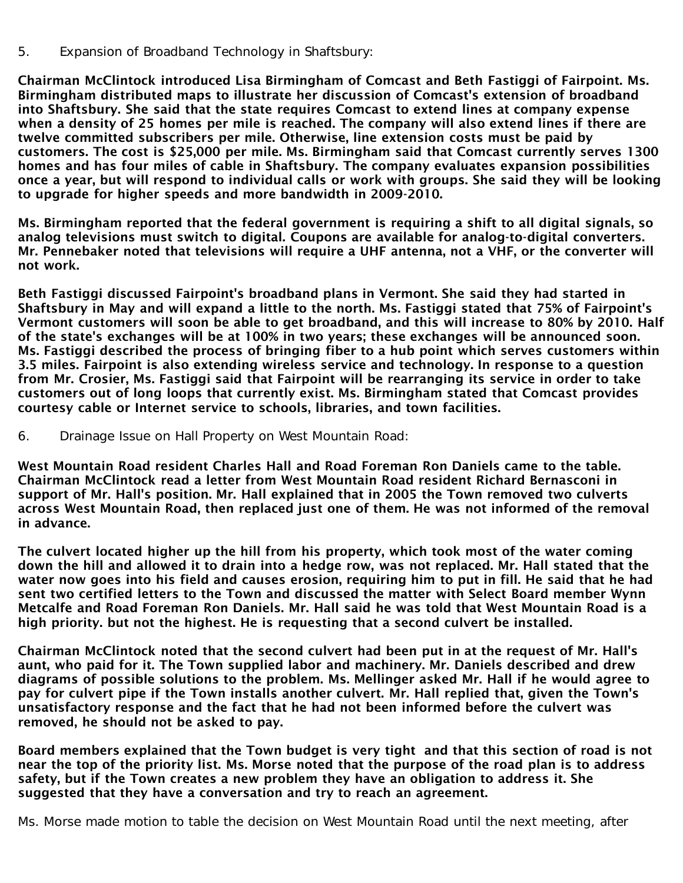5. Expansion of Broadband Technology in Shaftsbury:

**Chairman McClintock introduced Lisa Birmingham of Comcast and Beth Fastiggi of Fairpoint. Ms. Birmingham distributed maps to illustrate her discussion of Comcast's extension of broadband into Shaftsbury. She said that the state requires Comcast to extend lines at company expense when a density of 25 homes per mile is reached. The company will also extend lines if there are twelve committed subscribers per mile. Otherwise, line extension costs must be paid by customers. The cost is $25,000 per mile. Ms. Birmingham said that Comcast currently serves 1300 homes and has four miles of cable in Shaftsbury. The company evaluates expansion possibilities once a year, but will respond to individual calls or work with groups. She said they will be looking to upgrade for higher speeds and more bandwidth in 2009-2010.**

**Ms. Birmingham reported that the federal government is requiring a shift to all digital signals, so analog televisions must switch to digital. Coupons are available for analog-to-digital converters. Mr. Pennebaker noted that televisions will require a UHF antenna, not a VHF, or the converter will not work.**

**Beth Fastiggi discussed Fairpoint's broadband plans in Vermont. She said they had started in Shaftsbury in May and will expand a little to the north. Ms. Fastiggi stated that 75% of Fairpoint's Vermont customers will soon be able to get broadband, and this will increase to 80% by 2010. Half of the state's exchanges will be at 100% in two years; these exchanges will be announced soon. Ms. Fastiggi described the process of bringing fiber to a hub point which serves customers within 3.5 miles. Fairpoint is also extending wireless service and technology. In response to a question from Mr. Crosier, Ms. Fastiggi said that Fairpoint will be rearranging its service in order to take customers out of long loops that currently exist. Ms. Birmingham stated that Comcast provides courtesy cable or Internet service to schools, libraries, and town facilities.**

6. Drainage Issue on Hall Property on West Mountain Road:

**West Mountain Road resident Charles Hall and Road Foreman Ron Daniels came to the table. Chairman McClintock read a letter from West Mountain Road resident Richard Bernasconi in support of Mr. Hall's position. Mr. Hall explained that in 2005 the Town removed two culverts across West Mountain Road, then replaced just one of them. He was not informed of the removal in advance.**

**The culvert located higher up the hill from his property, which took most of the water coming down the hill and allowed it to drain into a hedge row, was not replaced. Mr. Hall stated that the water now goes into his field and causes erosion, requiring him to put in fill. He said that he had sent two certified letters to the Town and discussed the matter with Select Board member Wynn Metcalfe and Road Foreman Ron Daniels. Mr. Hall said he was told that West Mountain Road is a high priority. but not the highest. He is requesting that a second culvert be installed.**

**Chairman McClintock noted that the second culvert had been put in at the request of Mr. Hall's aunt, who paid for it. The Town supplied labor and machinery. Mr. Daniels described and drew diagrams of possible solutions to the problem. Ms. Mellinger asked Mr. Hall if he would agree to pay for culvert pipe if the Town installs another culvert. Mr. Hall replied that, given the Town's unsatisfactory response and the fact that he had not been informed before the culvert was removed, he should not be asked to pay.**

**Board members explained that the Town budget is very tight and that this section of road is not near the top of the priority list. Ms. Morse noted that the purpose of the road plan is to address safety, but if the Town creates a new problem they have an obligation to address it. She suggested that they have a conversation and try to reach an agreement.**

Ms. Morse made motion to table the decision on West Mountain Road until the next meeting, after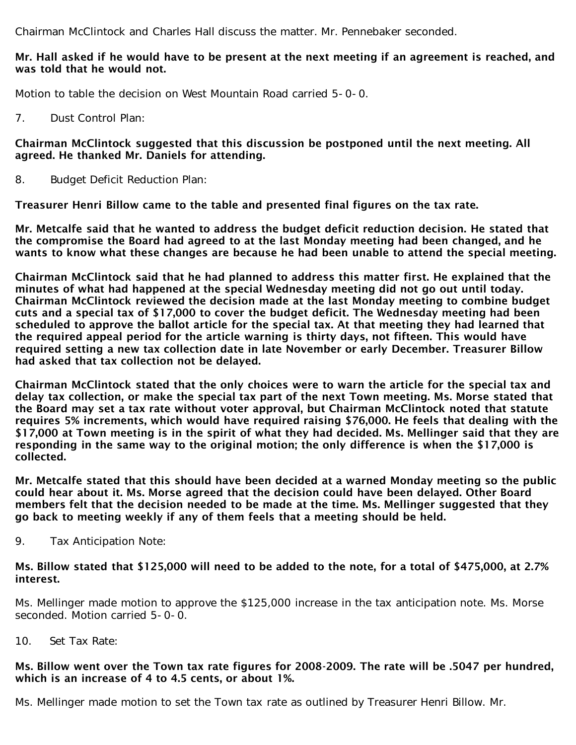Chairman McClintock and Charles Hall discuss the matter. Mr. Pennebaker seconded.

**Mr. Hall asked if he would have to be present at the next meeting if an agreement is reached, and was told that he would not.**

Motion to table the decision on West Mountain Road carried 5-0-0.

7. Dust Control Plan:

**Chairman McClintock suggested that this discussion be postponed until the next meeting. All agreed. He thanked Mr. Daniels for attending.**

8. Budget Deficit Reduction Plan:

**Treasurer Henri Billow came to the table and presented final figures on the tax rate.**

**Mr. Metcalfe said that he wanted to address the budget deficit reduction decision. He stated that the compromise the Board had agreed to at the last Monday meeting had been changed, and he wants to know what these changes are because he had been unable to attend the special meeting.**

**Chairman McClintock said that he had planned to address this matter first. He explained that the minutes of what had happened at the special Wednesday meeting did not go out until today. Chairman McClintock reviewed the decision made at the last Monday meeting to combine budget cuts and a special tax of $17,000 to cover the budget deficit. The Wednesday meeting had been scheduled to approve the ballot article for the special tax. At that meeting they had learned that the required appeal period for the article warning is thirty days, not fifteen. This would have required setting a new tax collection date in late November or early December. Treasurer Billow had asked that tax collection not be delayed.**

**Chairman McClintock stated that the only choices were to warn the article for the special tax and delay tax collection, or make the special tax part of the next Town meeting. Ms. Morse stated that the Board may set a tax rate without voter approval, but Chairman McClintock noted that statute requires 5% increments, which would have required raising $76,000. He feels that dealing with the $17,000 at Town meeting is in the spirit of what they had decided. Ms. Mellinger said that they are responding in the same way to the original motion; the only difference is when the $17,000 is collected.**

**Mr. Metcalfe stated that this should have been decided at a warned Monday meeting so the public could hear about it. Ms. Morse agreed that the decision could have been delayed. Other Board members felt that the decision needed to be made at the time. Ms. Mellinger suggested that they go back to meeting weekly if any of them feels that a meeting should be held.**

9. Tax Anticipation Note:

**Ms. Billow stated that $125,000 will need to be added to the note, for a total of $475,000, at 2.7% interest.**

Ms. Mellinger made motion to approve the $125,000 increase in the tax anticipation note. Ms. Morse seconded. Motion carried 5-0-0.

10. Set Tax Rate:

**Ms. Billow went over the Town tax rate figures for 2008-2009. The rate will be .5047 per hundred, which is an increase of 4 to 4.5 cents, or about 1%.**

Ms. Mellinger made motion to set the Town tax rate as outlined by Treasurer Henri Billow. Mr.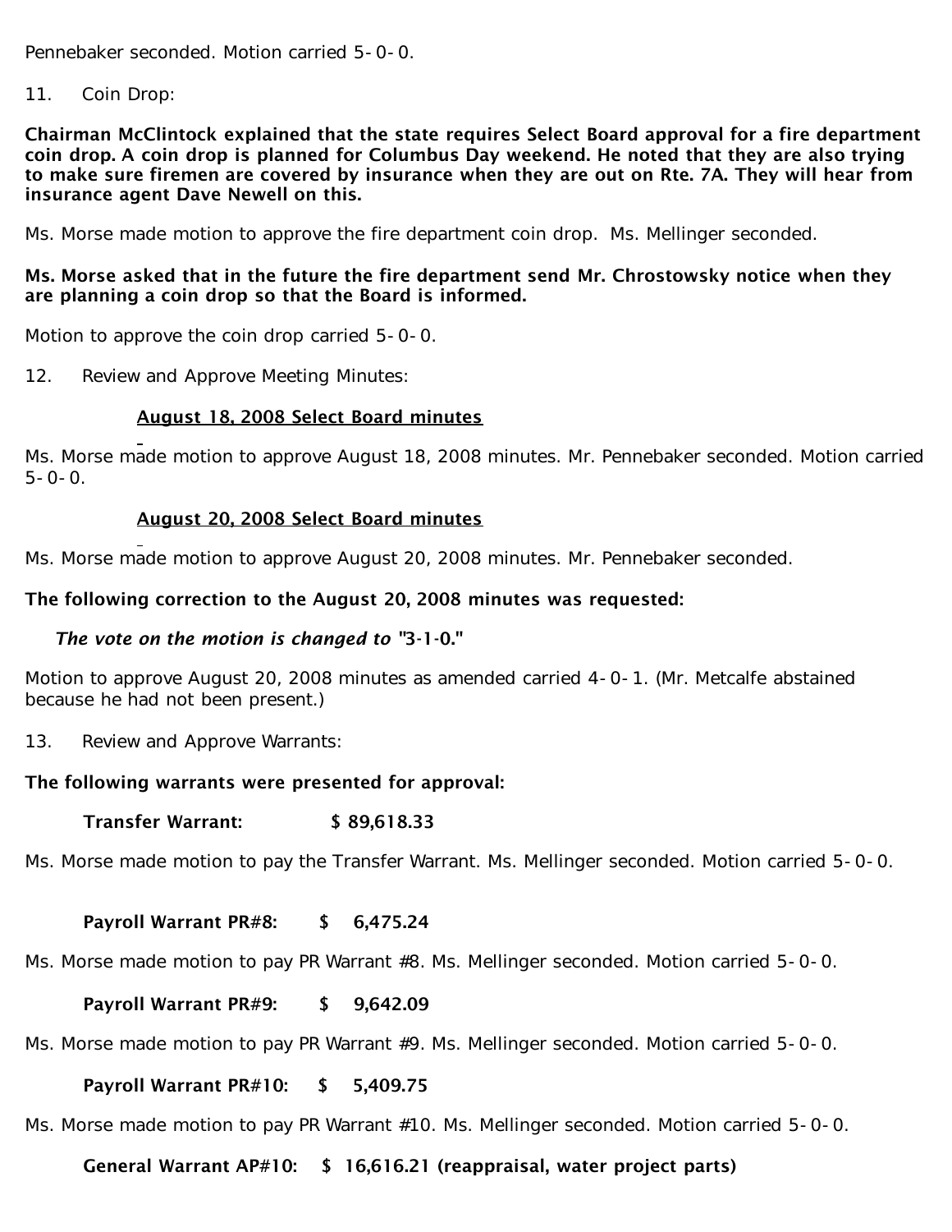Pennebaker seconded. Motion carried 5-0-0.

11. Coin Drop:

**Chairman McClintock explained that the state requires Select Board approval for a fire department coin drop. A coin drop is planned for Columbus Day weekend. He noted that they are also trying to make sure firemen are covered by insurance when they are out on Rte. 7A. They will hear from insurance agent Dave Newell on this.**

Ms. Morse made motion to approve the fire department coin drop. Ms. Mellinger seconded.

**Ms. Morse asked that in the future the fire department send Mr. Chrostowsky notice when they are planning a coin drop so that the Board is informed.**

Motion to approve the coin drop carried 5-0-0.

12. Review and Approve Meeting Minutes:

**August 18, 2008 Select Board minutes**

Ms. Morse made motion to approve August 18, 2008 minutes. Mr. Pennebaker seconded. Motion carried 5-0-0.

**August 20, 2008 Select Board minutes**

Ms. Morse made motion to approve August 20, 2008 minutes. Mr. Pennebaker seconded.

**The following correction to the August 20, 2008 minutes was requested:**

***The vote on the motion is changed to* "3-1-0."**

Motion to approve August 20, 2008 minutes as amended carried 4-0-1. (Mr. Metcalfe abstained because he had not been present.)

13. Review and Approve Warrants:

**The following warrants were presented for approval:**

**Transfer Warrant: $ 89,618.33**

Ms. Morse made motion to pay the Transfer Warrant. Ms. Mellinger seconded. Motion carried 5-0-0.

**Payroll Warrant PR#8: $ 6,475.24**

Ms. Morse made motion to pay PR Warrant #8. Ms. Mellinger seconded. Motion carried 5-0-0.

**Payroll Warrant PR#9: $ 9,642.09**

Ms. Morse made motion to pay PR Warrant #9. Ms. Mellinger seconded. Motion carried 5-0-0.

**Payroll Warrant PR#10: $ 5,409.75**

Ms. Morse made motion to pay PR Warrant #10. Ms. Mellinger seconded. Motion carried 5-0-0.

**General Warrant AP#10: $ 16,616.21 (reappraisal, water project parts)**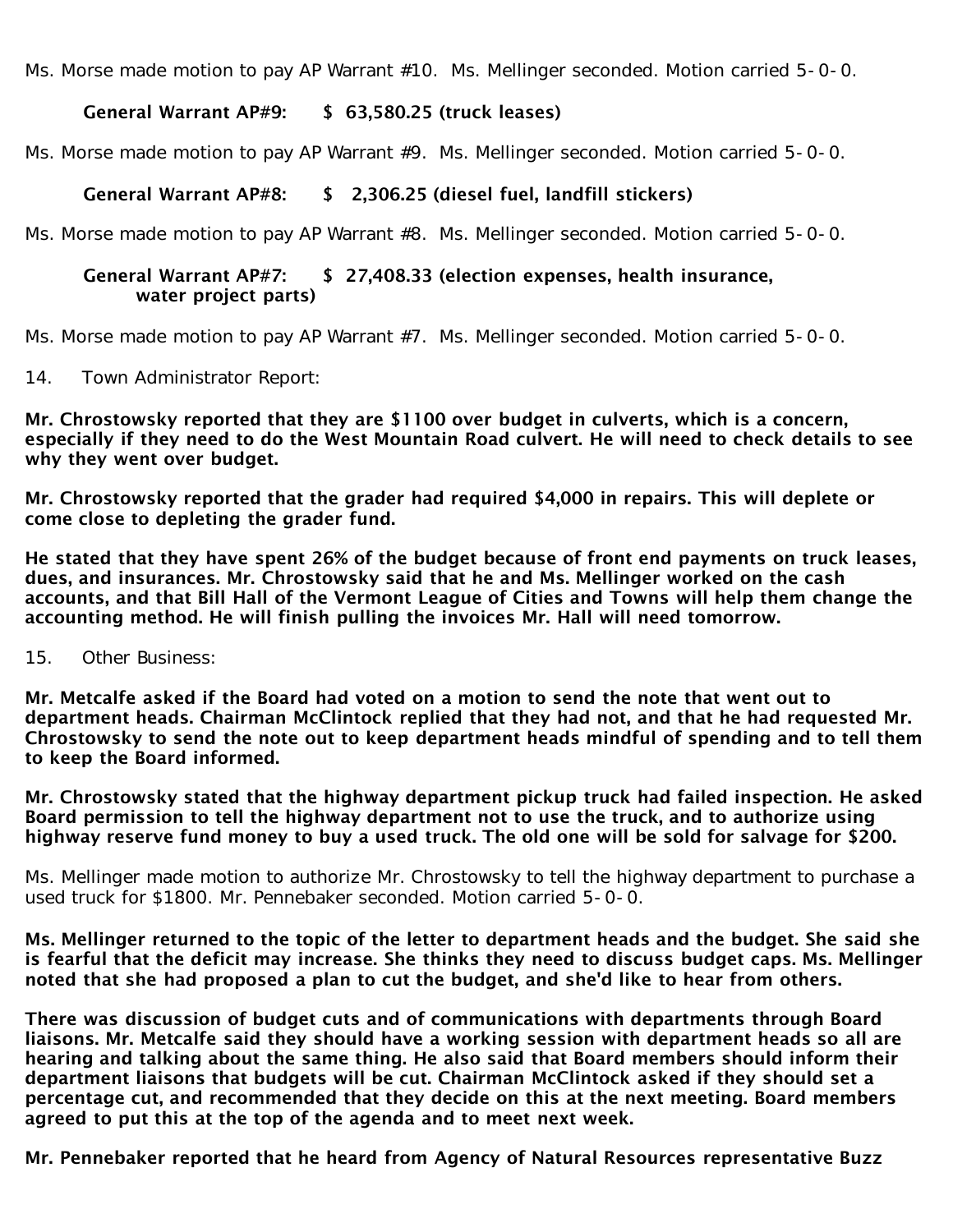Ms. Morse made motion to pay AP Warrant #10. Ms. Mellinger seconded. Motion carried 5-0-0.

**General Warrant AP#9: $ 63,580.25 (truck leases)**

Ms. Morse made motion to pay AP Warrant #9. Ms. Mellinger seconded. Motion carried 5-0-0.

**General Warrant AP#8: $ 2,306.25 (diesel fuel, landfill stickers)**

Ms. Morse made motion to pay AP Warrant #8. Ms. Mellinger seconded. Motion carried 5-0-0.

**General Warrant AP#7: $ 27,408.33 (election expenses, health insurance, water project parts)**

Ms. Morse made motion to pay AP Warrant #7. Ms. Mellinger seconded. Motion carried 5-0-0.

14. Town Administrator Report:

**Mr. Chrostowsky reported that they are $1100 over budget in culverts, which is a concern, especially if they need to do the West Mountain Road culvert. He will need to check details to see why they went over budget.**

**Mr. Chrostowsky reported that the grader had required $4,000 in repairs. This will deplete or come close to depleting the grader fund.**

**He stated that they have spent 26% of the budget because of front end payments on truck leases, dues, and insurances. Mr. Chrostowsky said that he and Ms. Mellinger worked on the cash accounts, and that Bill Hall of the Vermont League of Cities and Towns will help them change the accounting method. He will finish pulling the invoices Mr. Hall will need tomorrow.**

15. Other Business:

**Mr. Metcalfe asked if the Board had voted on a motion to send the note that went out to department heads. Chairman McClintock replied that they had not, and that he had requested Mr. Chrostowsky to send the note out to keep department heads mindful of spending and to tell them to keep the Board informed.**

**Mr. Chrostowsky stated that the highway department pickup truck had failed inspection. He asked Board permission to tell the highway department not to use the truck, and to authorize using highway reserve fund money to buy a used truck. The old one will be sold for salvage for $200.**

Ms. Mellinger made motion to authorize Mr. Chrostowsky to tell the highway department to purchase a used truck for $1800. Mr. Pennebaker seconded. Motion carried 5-0-0.

**Ms. Mellinger returned to the topic of the letter to department heads and the budget. She said she is fearful that the deficit may increase. She thinks they need to discuss budget caps. Ms. Mellinger noted that she had proposed a plan to cut the budget, and she'd like to hear from others.**

**There was discussion of budget cuts and of communications with departments through Board liaisons. Mr. Metcalfe said they should have a working session with department heads so all are hearing and talking about the same thing. He also said that Board members should inform their department liaisons that budgets will be cut. Chairman McClintock asked if they should set a percentage cut, and recommended that they decide on this at the next meeting. Board members agreed to put this at the top of the agenda and to meet next week.**

**Mr. Pennebaker reported that he heard from Agency of Natural Resources representative Buzz**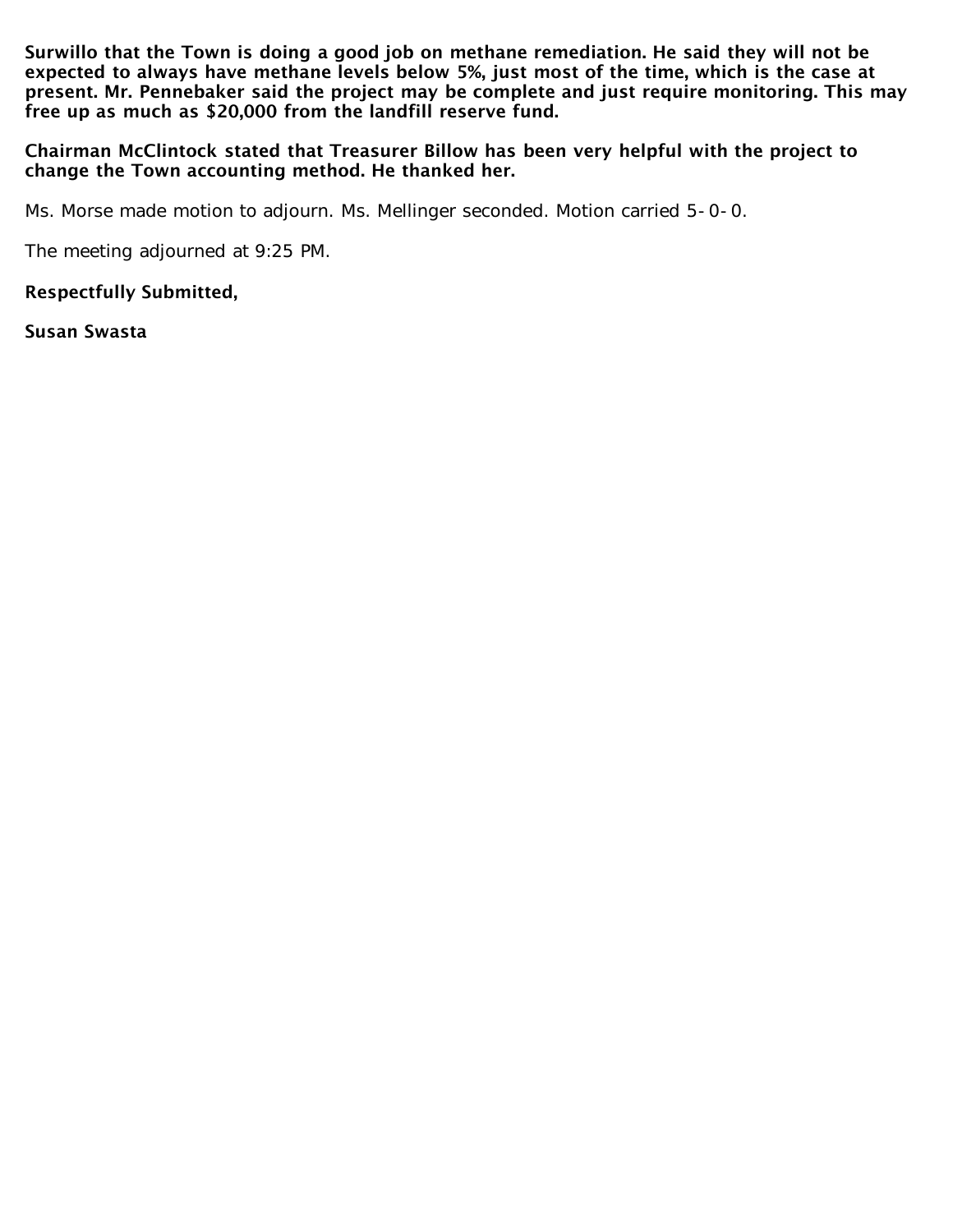**Surwillo that the Town is doing a good job on methane remediation. He said they will not be expected to always have methane levels below 5%, just most of the time, which is the case at present. Mr. Pennebaker said the project may be complete and just require monitoring. This may free up as much as $20,000 from the landfill reserve fund.**

**Chairman McClintock stated that Treasurer Billow has been very helpful with the project to change the Town accounting method. He thanked her.**

Ms. Morse made motion to adjourn. Ms. Mellinger seconded. Motion carried 5-0-0.

The meeting adjourned at 9:25 PM.

**Respectfully Submitted,**

**Susan Swasta**